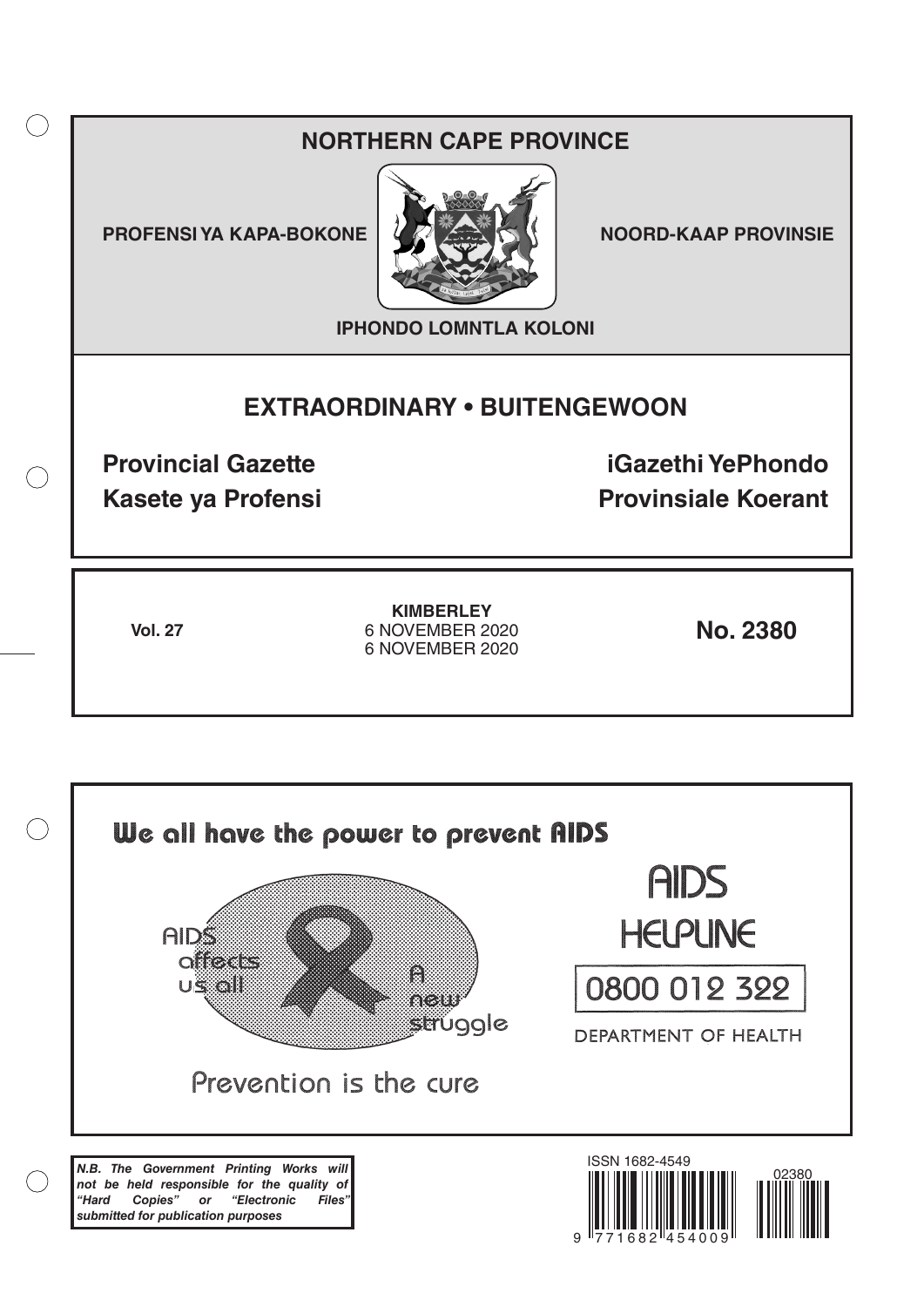# NORTHERN CAPE PROVINCE

**PROFENSI YA KAPA-BOKONE**

**NOORD-KAAP PROVINSIE**

**IPHONDO LOMNTLA KOLONI**

## EXTRAORDINARY • BUITENGEWOON

**Provincial Gazette**

**iGazethi YePhondo**

**Kasete ya Profensi**

**Provinsiale Koerant**

**Vol. 27**

**KIMBERLEY**
6 NOVEMBER 2020
6 NOVEMBER 2020

**No. 2380**

We all have the power to prevent AIDS

AIDS affects us all

A new struggle

Prevention is the cure

AIDS HELPLINE

0800 012 322

DEPARTMENT OF HEALTH

***N.B. The Government Printing Works will not be held responsible for the quality of "Hard Copies" or "Electronic Files" submitted for publication purposes***

ISSN 1682-4549

02380

9 771682 454009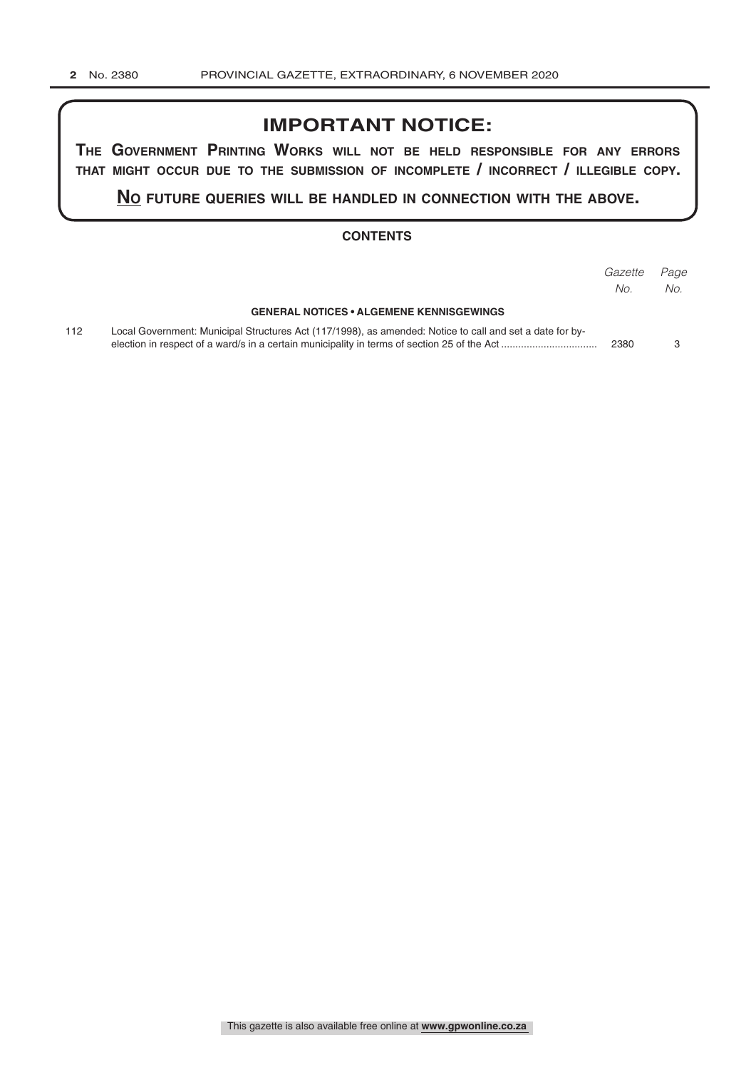## IMPORTANT NOTICE:

**THE GOVERNMENT PRINTING WORKS WILL NOT BE HELD RESPONSIBLE FOR ANY ERRORS THAT MIGHT OCCUR DUE TO THE SUBMISSION OF INCOMPLETE / INCORRECT / ILLEGIBLE COPY.**

**NO FUTURE QUERIES WILL BE HANDLED IN CONNECTION WITH THE ABOVE.**

### CONTENTS

| | | *Gazette No.* | *Page No.* |
|---|---|---|---|
| | **GENERAL NOTICES • ALGEMENE KENNISGEWINGS** | | |
| 112 | Local Government: Municipal Structures Act (117/1998), as amended: Notice to call and set a date for by-election in respect of a ward/s in a certain municipality in terms of section 25 of the Act | 2380 | 3 |

This gazette is also available free online at **www.gpwonline.co.za**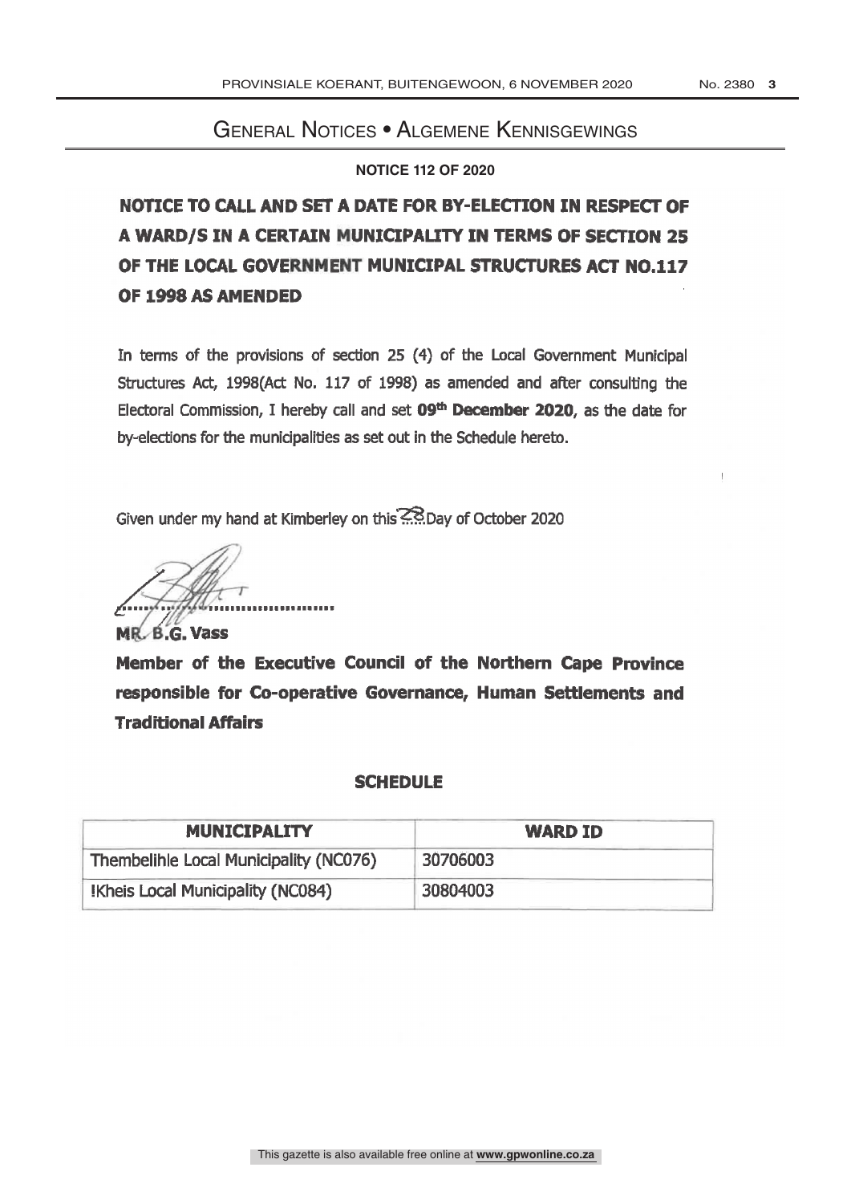## General Notices • Algemene Kennisgewings

**NOTICE 112 OF 2020**

# NOTICE TO CALL AND SET A DATE FOR BY-ELECTION IN RESPECT OF A WARD/S IN A CERTAIN MUNICIPALITY IN TERMS OF SECTION 25 OF THE LOCAL GOVERNMENT MUNICIPAL STRUCTURES ACT NO.117 OF 1998 AS AMENDED

In terms of the provisions of section 25 (4) of the Local Government Municipal Structures Act, 1998(Act No. 117 of 1998) as amended and after consulting the Electoral Commission, I hereby call and set **09th December 2020**, as the date for by-elections for the municipalities as set out in the Schedule hereto.

Given under my hand at Kimberley on this 28 Day of October 2020

..................................

**MR. B.G. Vass**

**Member of the Executive Council of the Northern Cape Province responsible for Co-operative Governance, Human Settlements and Traditional Affairs**

## SCHEDULE

| MUNICIPALITY | WARD ID |
|---|---|
| Thembelihle Local Municipality (NC076) | 30706003 |
| !Kheis Local Municipality (NC084) | 30804003 |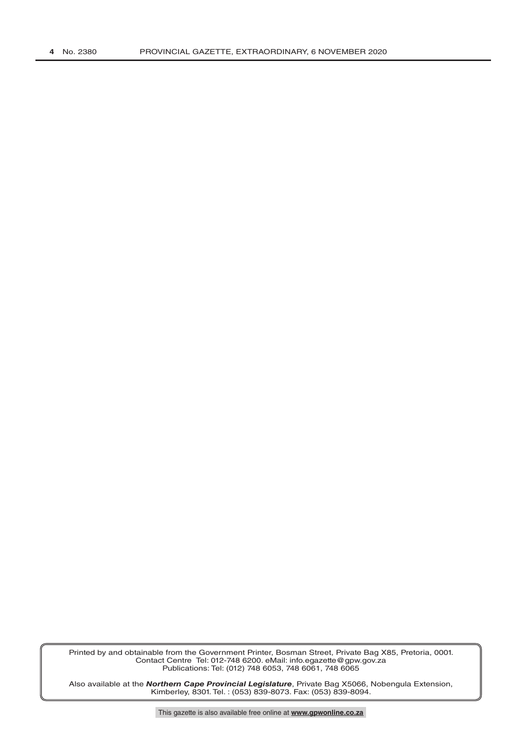Printed by and obtainable from the Government Printer, Bosman Street, Private Bag X85, Pretoria, 0001.
Contact Centre Tel: 012-748 6200. eMail: info.egazette@gpw.gov.za
Publications: Tel: (012) 748 6053, 748 6061, 748 6065

Also available at the ***Northern Cape Provincial Legislature***, Private Bag X5066, Nobengula Extension, Kimberley, 8301. Tel. : (053) 839-8073. Fax: (053) 839-8094.

This gazette is also available free online at **www.gpwonline.co.za**